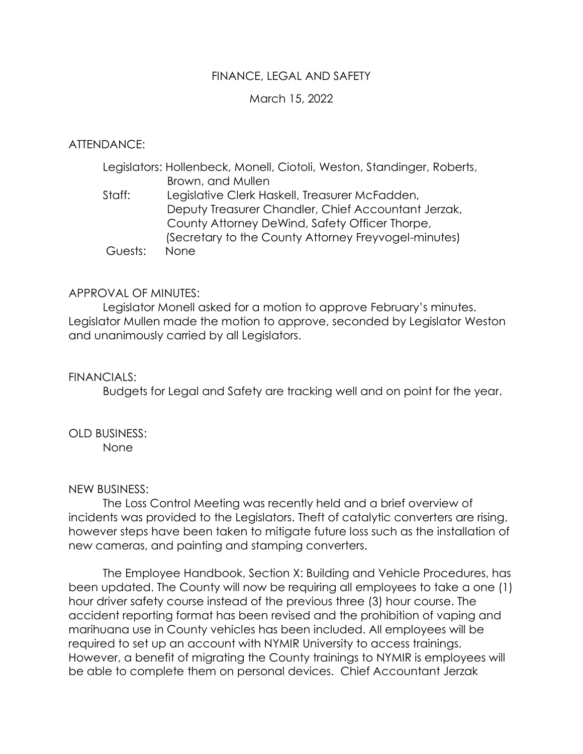# FINANCE, LEGAL AND SAFETY

March 15, 2022

ATTENDANCE:

Legislators: Hollenbeck, Monell, Ciotoli, Weston, Standinger, Roberts, Brown, and Mullen
Staff: Legislative Clerk Haskell, Treasurer McFadden, Deputy Treasurer Chandler, Chief Accountant Jerzak, County Attorney DeWind, Safety Officer Thorpe, (Secretary to the County Attorney Freyvogel-minutes)
Guests: None

APPROVAL OF MINUTES:

Legislator Monell asked for a motion to approve February's minutes. Legislator Mullen made the motion to approve, seconded by Legislator Weston and unanimously carried by all Legislators.

FINANCIALS:

Budgets for Legal and Safety are tracking well and on point for the year.

OLD BUSINESS:

None

NEW BUSINESS:

The Loss Control Meeting was recently held and a brief overview of incidents was provided to the Legislators. Theft of catalytic converters are rising, however steps have been taken to mitigate future loss such as the installation of new cameras, and painting and stamping converters.

The Employee Handbook, Section X: Building and Vehicle Procedures, has been updated. The County will now be requiring all employees to take a one (1) hour driver safety course instead of the previous three (3) hour course. The accident reporting format has been revised and the prohibition of vaping and marihuana use in County vehicles has been included. All employees will be required to set up an account with NYMIR University to access trainings. However, a benefit of migrating the County trainings to NYMIR is employees will be able to complete them on personal devices. Chief Accountant Jerzak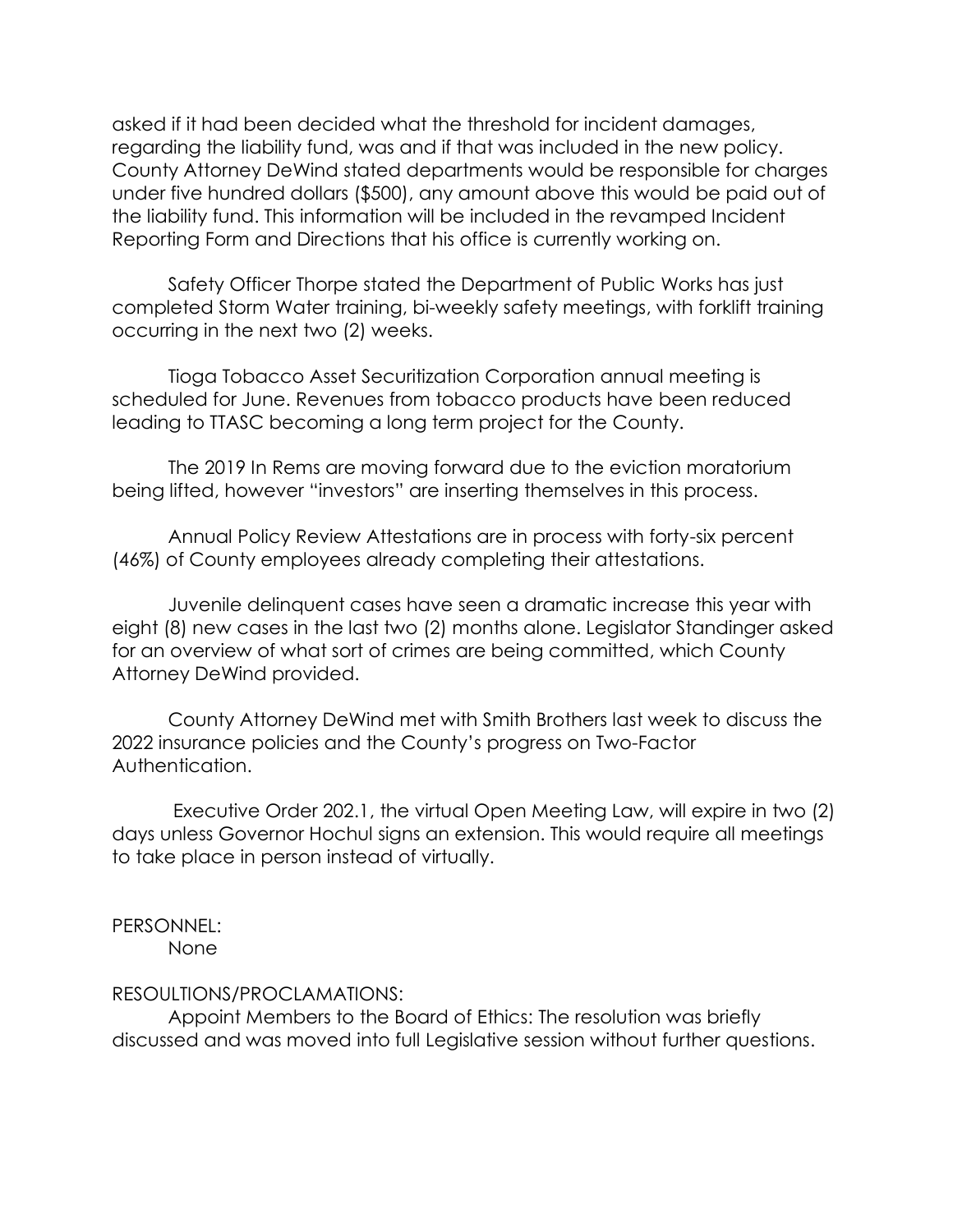asked if it had been decided what the threshold for incident damages, regarding the liability fund, was and if that was included in the new policy. County Attorney DeWind stated departments would be responsible for charges under five hundred dollars ($500), any amount above this would be paid out of the liability fund. This information will be included in the revamped Incident Reporting Form and Directions that his office is currently working on.

Safety Officer Thorpe stated the Department of Public Works has just completed Storm Water training, bi-weekly safety meetings, with forklift training occurring in the next two (2) weeks.

Tioga Tobacco Asset Securitization Corporation annual meeting is scheduled for June. Revenues from tobacco products have been reduced leading to TTASC becoming a long term project for the County.

The 2019 In Rems are moving forward due to the eviction moratorium being lifted, however "investors" are inserting themselves in this process.

Annual Policy Review Attestations are in process with forty-six percent (46%) of County employees already completing their attestations.

Juvenile delinquent cases have seen a dramatic increase this year with eight (8) new cases in the last two (2) months alone. Legislator Standinger asked for an overview of what sort of crimes are being committed, which County Attorney DeWind provided.

County Attorney DeWind met with Smith Brothers last week to discuss the 2022 insurance policies and the County's progress on Two-Factor Authentication.

Executive Order 202.1, the virtual Open Meeting Law, will expire in two (2) days unless Governor Hochul signs an extension. This would require all meetings to take place in person instead of virtually.

PERSONNEL:

None

RESOULTIONS/PROCLAMATIONS:

Appoint Members to the Board of Ethics: The resolution was briefly discussed and was moved into full Legislative session without further questions.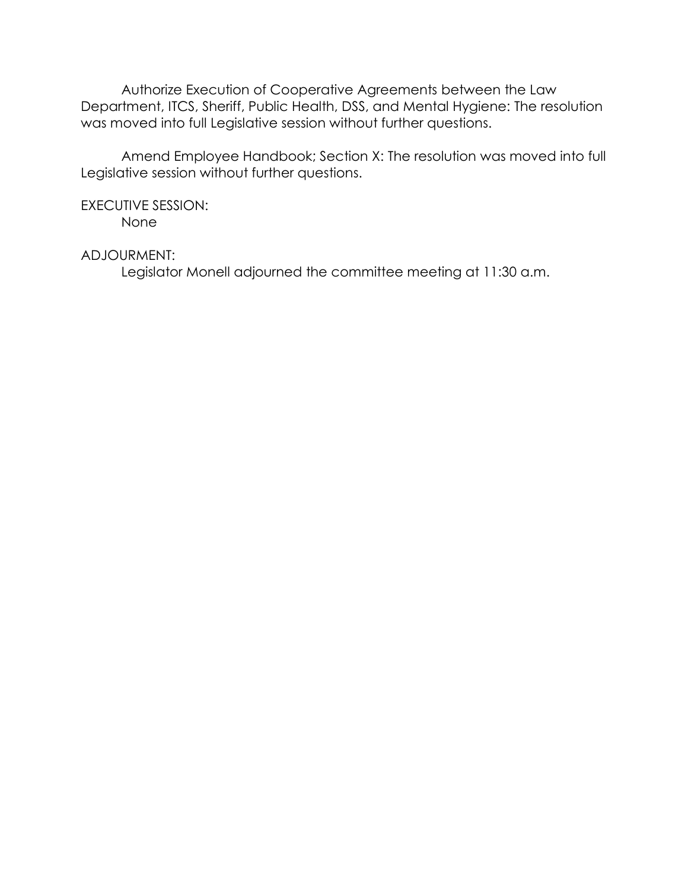Authorize Execution of Cooperative Agreements between the Law Department, ITCS, Sheriff, Public Health, DSS, and Mental Hygiene: The resolution was moved into full Legislative session without further questions.

Amend Employee Handbook; Section X: The resolution was moved into full Legislative session without further questions.

EXECUTIVE SESSION:

None

ADJOURMENT:

Legislator Monell adjourned the committee meeting at 11:30 a.m.